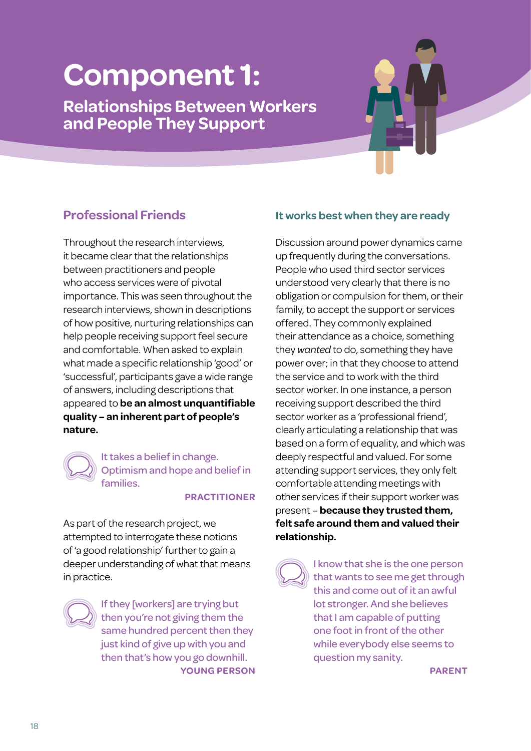# Component 1:

## Relationships Between Workers and People They Support

### Professional Friends

Throughout the research interviews, it became clear that the relationships between practitioners and people who access services were of pivotal importance. This was seen throughout the research interviews, shown in descriptions of how positive, nurturing relationships can help people receiving support feel secure and comfortable. When asked to explain what made a specific relationship 'good' or 'successful', participants gave a wide range of answers, including descriptions that appeared to **be an almost unquantifiable quality – an inherent part of people's nature.**

> It takes a belief in change. Optimism and hope and belief in families.
>
> **PRACTITIONER**

As part of the research project, we attempted to interrogate these notions of 'a good relationship' further to gain a deeper understanding of what that means in practice.

> If they [workers] are trying but then you're not giving them the same hundred percent then they just kind of give up with you and then that's how you go downhill.
>
> **YOUNG PERSON**

### It works best when they are ready

Discussion around power dynamics came up frequently during the conversations. People who used third sector services understood very clearly that there is no obligation or compulsion for them, or their family, to accept the support or services offered. They commonly explained their attendance as a choice, something they *wanted* to do, something they have power over; in that they choose to attend the service and to work with the third sector worker. In one instance, a person receiving support described the third sector worker as a 'professional friend', clearly articulating a relationship that was based on a form of equality, and which was deeply respectful and valued. For some attending support services, they only felt comfortable attending meetings with other services if their support worker was present – **because they trusted them, felt safe around them and valued their relationship.**

> I know that she is the one person that wants to see me get through this and come out of it an awful lot stronger. And she believes that I am capable of putting one foot in front of the other while everybody else seems to question my sanity.
>
> **PARENT**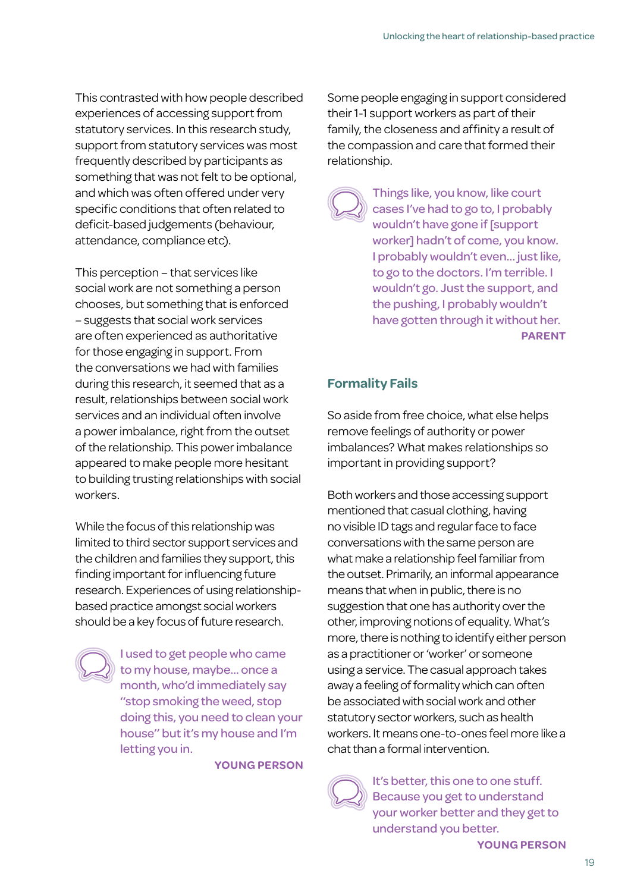This contrasted with how people described experiences of accessing support from statutory services. In this research study, support from statutory services was most frequently described by participants as something that was not felt to be optional, and which was often offered under very specific conditions that often related to deficit-based judgements (behaviour, attendance, compliance etc).

This perception – that services like social work are not something a person chooses, but something that is enforced – suggests that social work services are often experienced as authoritative for those engaging in support. From the conversations we had with families during this research, it seemed that as a result, relationships between social work services and an individual often involve a power imbalance, right from the outset of the relationship. This power imbalance appeared to make people more hesitant to building trusting relationships with social workers.

While the focus of this relationship was limited to third sector support services and the children and families they support, this finding important for influencing future research. Experiences of using relationship-based practice amongst social workers should be a key focus of future research.

> I used to get people who came to my house, maybe... once a month, who'd immediately say "stop smoking the weed, stop doing this, you need to clean your house" but it's my house and I'm letting you in.
>
> **YOUNG PERSON**

Some people engaging in support considered their 1-1 support workers as part of their family, the closeness and affinity a result of the compassion and care that formed their relationship.

> Things like, you know, like court cases I've had to go to, I probably wouldn't have gone if [support worker] hadn't of come, you know. I probably wouldn't even... just like, to go to the doctors. I'm terrible. I wouldn't go. Just the support, and the pushing, I probably wouldn't have gotten through it without her.
>
> **PARENT**

## Formality Fails

So aside from free choice, what else helps remove feelings of authority or power imbalances? What makes relationships so important in providing support?

Both workers and those accessing support mentioned that casual clothing, having no visible ID tags and regular face to face conversations with the same person are what make a relationship feel familiar from the outset. Primarily, an informal appearance means that when in public, there is no suggestion that one has authority over the other, improving notions of equality. What's more, there is nothing to identify either person as a practitioner or 'worker' or someone using a service. The casual approach takes away a feeling of formality which can often be associated with social work and other statutory sector workers, such as health workers. It means one-to-ones feel more like a chat than a formal intervention.

> It's better, this one to one stuff. Because you get to understand your worker better and they get to understand you better.
>
> **YOUNG PERSON**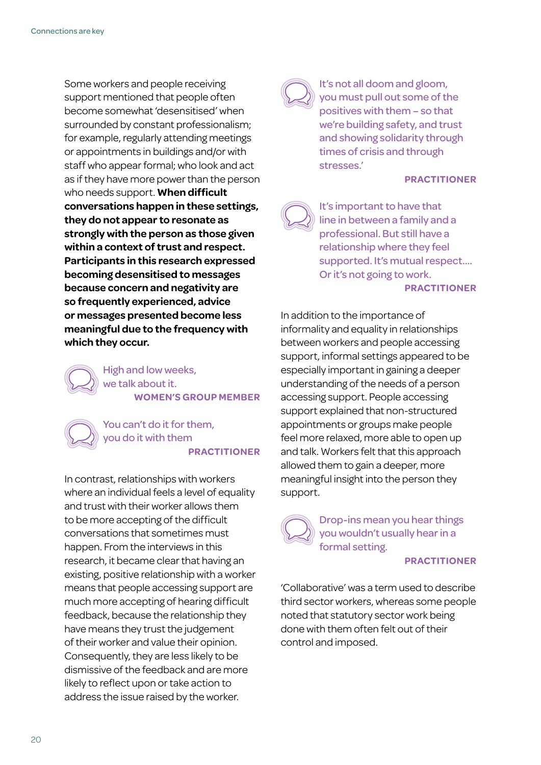Some workers and people receiving support mentioned that people often become somewhat 'desensitised' when surrounded by constant professionalism; for example, regularly attending meetings or appointments in buildings and/or with staff who appear formal; who look and act as if they have more power than the person who needs support. **When difficult conversations happen in these settings, they do not appear to resonate as strongly with the person as those given within a context of trust and respect. Participants in this research expressed becoming desensitised to messages because concern and negativity are so frequently experienced, advice or messages presented become less meaningful due to the frequency with which they occur.**

> High and low weeks, we talk about it.
>
> **WOMEN'S GROUP MEMBER**

> You can't do it for them, you do it with them
>
> **PRACTITIONER**

In contrast, relationships with workers where an individual feels a level of equality and trust with their worker allows them to be more accepting of the difficult conversations that sometimes must happen. From the interviews in this research, it became clear that having an existing, positive relationship with a worker means that people accessing support are much more accepting of hearing difficult feedback, because the relationship they have means they trust the judgement of their worker and value their opinion. Consequently, they are less likely to be dismissive of the feedback and are more likely to reflect upon or take action to address the issue raised by the worker.

> It's not all doom and gloom, you must pull out some of the positives with them – so that we're building safety, and trust and showing solidarity through times of crisis and through stresses.'
>
> **PRACTITIONER**

> It's important to have that line in between a family and a professional. But still have a relationship where they feel supported. It's mutual respect.... Or it's not going to work.
>
> **PRACTITIONER**

In addition to the importance of informality and equality in relationships between workers and people accessing support, informal settings appeared to be especially important in gaining a deeper understanding of the needs of a person accessing support. People accessing support explained that non-structured appointments or groups make people feel more relaxed, more able to open up and talk. Workers felt that this approach allowed them to gain a deeper, more meaningful insight into the person they support.

> Drop-ins mean you hear things you wouldn't usually hear in a formal setting.
>
> **PRACTITIONER**

'Collaborative' was a term used to describe third sector workers, whereas some people noted that statutory sector work being done with them often felt out of their control and imposed.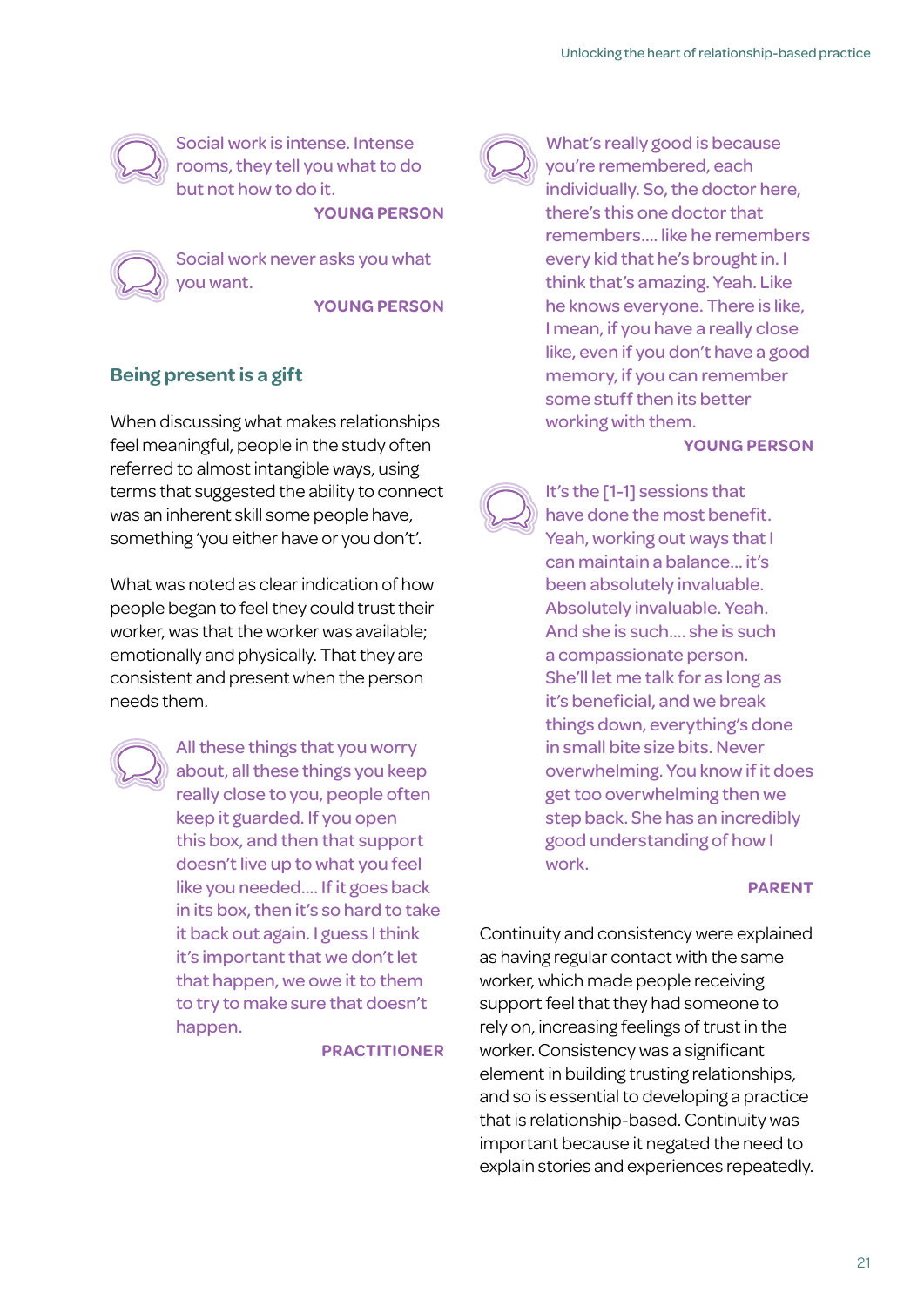> Social work is intense. Intense rooms, they tell you what to do but not how to do it.
>
> **YOUNG PERSON**

> Social work never asks you what you want.
>
> **YOUNG PERSON**

## Being present is a gift

When discussing what makes relationships feel meaningful, people in the study often referred to almost intangible ways, using terms that suggested the ability to connect was an inherent skill some people have, something 'you either have or you don't'.

What was noted as clear indication of how people began to feel they could trust their worker, was that the worker was available; emotionally and physically. That they are consistent and present when the person needs them.

> All these things that you worry about, all these things you keep really close to you, people often keep it guarded. If you open this box, and then that support doesn't live up to what you feel like you needed.... If it goes back in its box, then it's so hard to take it back out again. I guess I think it's important that we don't let that happen, we owe it to them to try to make sure that doesn't happen.
>
> **PRACTITIONER**

> What's really good is because you're remembered, each individually. So, the doctor here, there's this one doctor that remembers.... like he remembers every kid that he's brought in. I think that's amazing. Yeah. Like he knows everyone. There is like, I mean, if you have a really close like, even if you don't have a good memory, if you can remember some stuff then its better working with them.
>
> **YOUNG PERSON**

> It's the [1-1] sessions that have done the most benefit. Yeah, working out ways that I can maintain a balance... it's been absolutely invaluable. Absolutely invaluable. Yeah. And she is such.... she is such a compassionate person. She'll let me talk for as long as it's beneficial, and we break things down, everything's done in small bite size bits. Never overwhelming. You know if it does get too overwhelming then we step back. She has an incredibly good understanding of how I work.
>
> **PARENT**

Continuity and consistency were explained as having regular contact with the same worker, which made people receiving support feel that they had someone to rely on, increasing feelings of trust in the worker. Consistency was a significant element in building trusting relationships, and so is essential to developing a practice that is relationship-based. Continuity was important because it negated the need to explain stories and experiences repeatedly.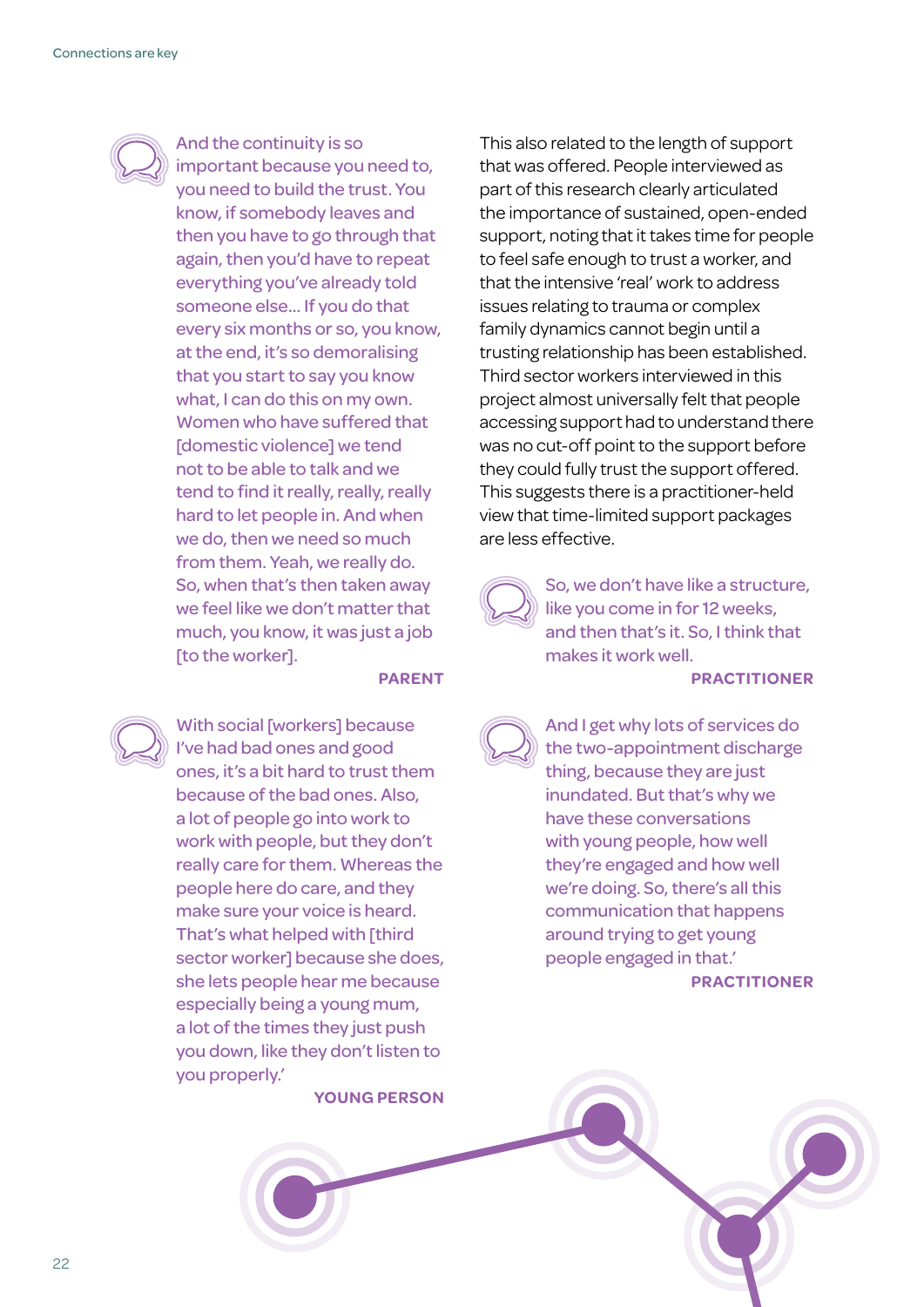And the continuity is so important because you need to, you need to build the trust. You know, if somebody leaves and then you have to go through that again, then you'd have to repeat everything you've already told someone else... If you do that every six months or so, you know, at the end, it's so demoralising that you start to say you know what, I can do this on my own. Women who have suffered that [domestic violence] we tend not to be able to talk and we tend to find it really, really, really hard to let people in. And when we do, then we need so much from them. Yeah, we really do. So, when that's then taken away we feel like we don't matter that much, you know, it was just a job [to the worker].

**PARENT**

With social [workers] because I've had bad ones and good ones, it's a bit hard to trust them because of the bad ones. Also, a lot of people go into work to work with people, but they don't really care for them. Whereas the people here do care, and they make sure your voice is heard. That's what helped with [third sector worker] because she does, she lets people hear me because especially being a young mum, a lot of the times they just push you down, like they don't listen to you properly.'

**YOUNG PERSON**

This also related to the length of support that was offered. People interviewed as part of this research clearly articulated the importance of sustained, open-ended support, noting that it takes time for people to feel safe enough to trust a worker, and that the intensive 'real' work to address issues relating to trauma or complex family dynamics cannot begin until a trusting relationship has been established. Third sector workers interviewed in this project almost universally felt that people accessing support had to understand there was no cut-off point to the support before they could fully trust the support offered. This suggests there is a practitioner-held view that time-limited support packages are less effective.

So, we don't have like a structure, like you come in for 12 weeks, and then that's it. So, I think that makes it work well.

**PRACTITIONER**

And I get why lots of services do the two-appointment discharge thing, because they are just inundated. But that's why we have these conversations with young people, how well they're engaged and how well we're doing. So, there's all this communication that happens around trying to get young people engaged in that.'

**PRACTITIONER**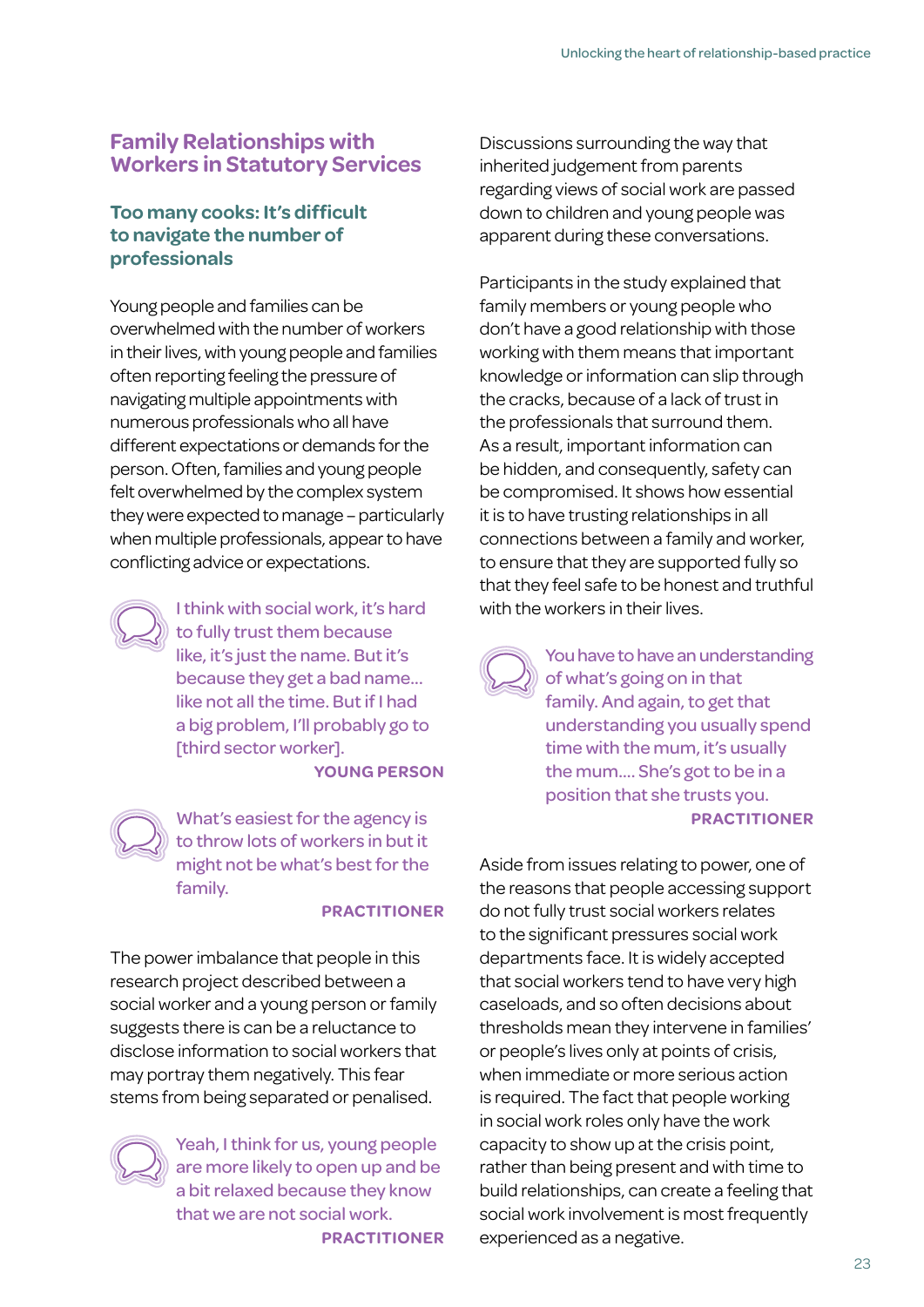## Family Relationships with Workers in Statutory Services

### Too many cooks: It's difficult to navigate the number of professionals

Young people and families can be overwhelmed with the number of workers in their lives, with young people and families often reporting feeling the pressure of navigating multiple appointments with numerous professionals who all have different expectations or demands for the person. Often, families and young people felt overwhelmed by the complex system they were expected to manage – particularly when multiple professionals, appear to have conflicting advice or expectations.

> I think with social work, it's hard to fully trust them because like, it's just the name. But it's because they get a bad name… like not all the time. But if I had a big problem, I'll probably go to [third sector worker].
>
> **YOUNG PERSON**

> What's easiest for the agency is to throw lots of workers in but it might not be what's best for the family.
>
> **PRACTITIONER**

The power imbalance that people in this research project described between a social worker and a young person or family suggests there is can be a reluctance to disclose information to social workers that may portray them negatively. This fear stems from being separated or penalised.

> Yeah, I think for us, young people are more likely to open up and be a bit relaxed because they know that we are not social work.
>
> **PRACTITIONER**

Discussions surrounding the way that inherited judgement from parents regarding views of social work are passed down to children and young people was apparent during these conversations.

Participants in the study explained that family members or young people who don't have a good relationship with those working with them means that important knowledge or information can slip through the cracks, because of a lack of trust in the professionals that surround them. As a result, important information can be hidden, and consequently, safety can be compromised. It shows how essential it is to have trusting relationships in all connections between a family and worker, to ensure that they are supported fully so that they feel safe to be honest and truthful with the workers in their lives.

> You have to have an understanding of what's going on in that family. And again, to get that understanding you usually spend time with the mum, it's usually the mum…. She's got to be in a position that she trusts you.
>
> **PRACTITIONER**

Aside from issues relating to power, one of the reasons that people accessing support do not fully trust social workers relates to the significant pressures social work departments face. It is widely accepted that social workers tend to have very high caseloads, and so often decisions about thresholds mean they intervene in families' or people's lives only at points of crisis, when immediate or more serious action is required. The fact that people working in social work roles only have the work capacity to show up at the crisis point, rather than being present and with time to build relationships, can create a feeling that social work involvement is most frequently experienced as a negative.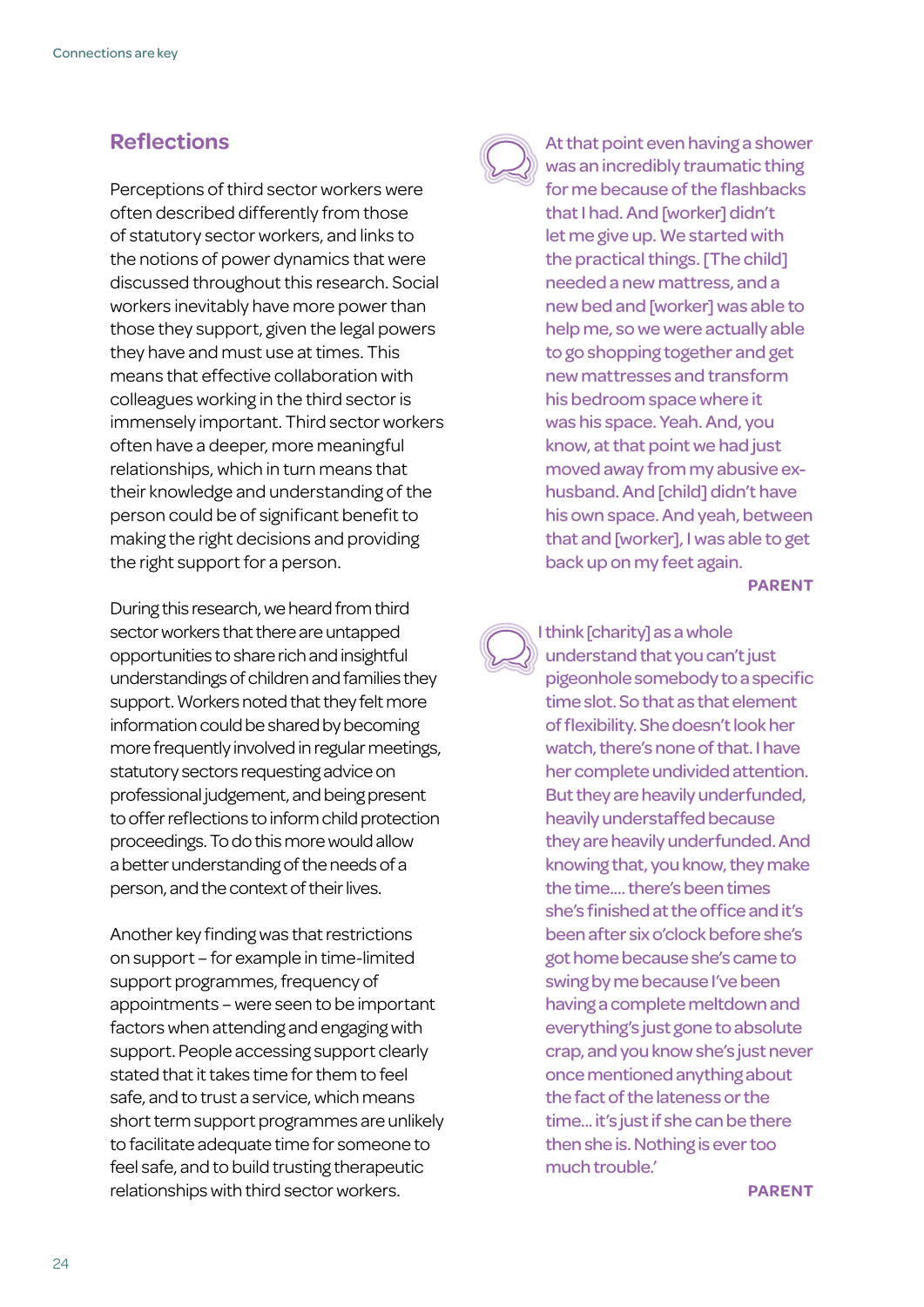## Reflections

Perceptions of third sector workers were often described differently from those of statutory sector workers, and links to the notions of power dynamics that were discussed throughout this research. Social workers inevitably have more power than those they support, given the legal powers they have and must use at times. This means that effective collaboration with colleagues working in the third sector is immensely important. Third sector workers often have a deeper, more meaningful relationships, which in turn means that their knowledge and understanding of the person could be of significant benefit to making the right decisions and providing the right support for a person.

During this research, we heard from third sector workers that there are untapped opportunities to share rich and insightful understandings of children and families they support. Workers noted that they felt more information could be shared by becoming more frequently involved in regular meetings, statutory sectors requesting advice on professional judgement, and being present to offer reflections to inform child protection proceedings. To do this more would allow a better understanding of the needs of a person, and the context of their lives.

Another key finding was that restrictions on support – for example in time-limited support programmes, frequency of appointments – were seen to be important factors when attending and engaging with support. People accessing support clearly stated that it takes time for them to feel safe, and to trust a service, which means short term support programmes are unlikely to facilitate adequate time for someone to feel safe, and to build trusting therapeutic relationships with third sector workers.

> At that point even having a shower was an incredibly traumatic thing for me because of the flashbacks that I had. And [worker] didn't let me give up. We started with the practical things. [The child] needed a new mattress, and a new bed and [worker] was able to help me, so we were actually able to go shopping together and get new mattresses and transform his bedroom space where it was his space. Yeah. And, you know, at that point we had just moved away from my abusive ex-husband. And [child] didn't have his own space. And yeah, between that and [worker], I was able to get back up on my feet again.
>
> **PARENT**

> I think [charity] as a whole understand that you can't just pigeonhole somebody to a specific time slot. So that as that element of flexibility. She doesn't look her watch, there's none of that. I have her complete undivided attention. But they are heavily underfunded, heavily understaffed because they are heavily underfunded. And knowing that, you know, they make the time.... there's been times she's finished at the office and it's been after six o'clock before she's got home because she's came to swing by me because I've been having a complete meltdown and everything's just gone to absolute crap, and you know she's just never once mentioned anything about the fact of the lateness or the time... it's just if she can be there then she is. Nothing is ever too much trouble.'
>
> **PARENT**